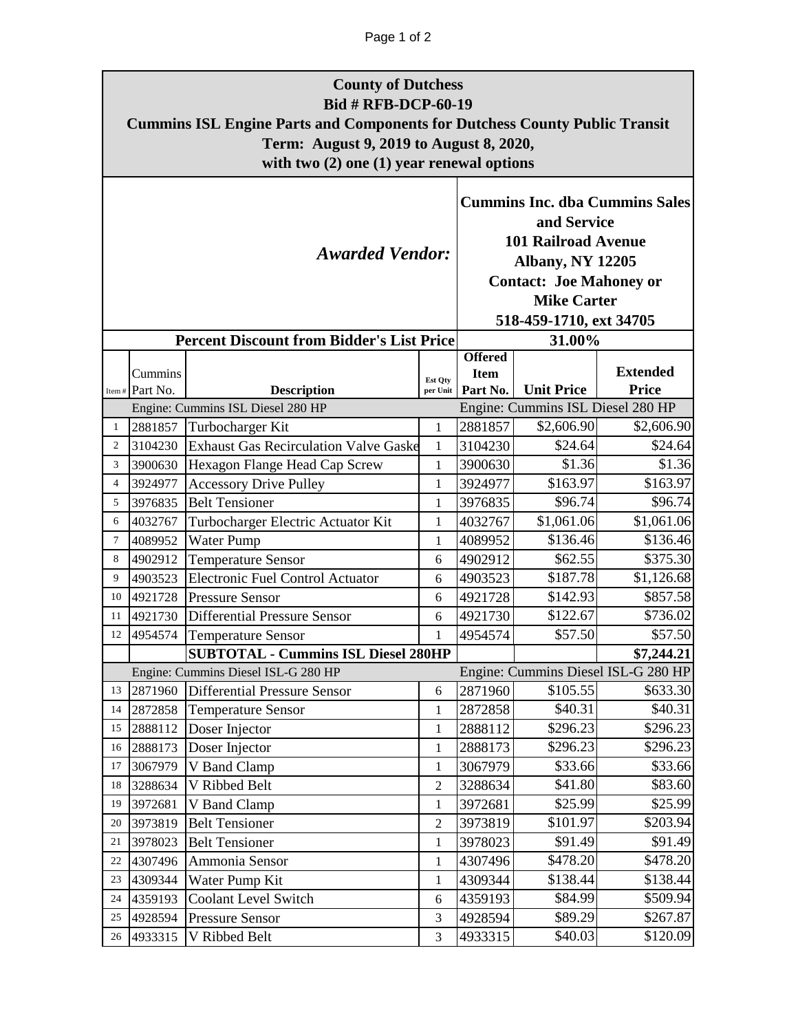**County of Dutchess**
**Bid # RFB-DCP-60-19**
**Cummins ISL Engine Parts and Components for Dutchess County Public Transit**
**Term: August 9, 2019 to August 8, 2020,**
**with two (2) one (1) year renewal options**

| ***Awarded Vendor:*** | **Cummins Inc. dba Cummins Sales and Service**<br>**101 Railroad Avenue**<br>**Albany, NY 12205**<br>**Contact: Joe Mahoney or Mike Carter**<br>**518-459-1710, ext 34705** |
|---|---|
| **Percent Discount from Bidder's List Price** | **31.00%** |

| Item # | Cummins Part No. | Description | Est Qty per Unit | Offered Item Part No. | Unit Price | Extended Price |
|---|---|---|---|---|---|---|
| | | Engine: Cummins ISL Diesel 280 HP | | Engine: Cummins ISL Diesel 280 HP | | |
| 1 | 2881857 | Turbocharger Kit | 1 | 2881857 | $2,606.90 | $2,606.90 |
| 2 | 3104230 | Exhaust Gas Recirculation Valve Gaske | 1 | 3104230 | $24.64 | $24.64 |
| 3 | 3900630 | Hexagon Flange Head Cap Screw | 1 | 3900630 | $1.36 | $1.36 |
| 4 | 3924977 | Accessory Drive Pulley | 1 | 3924977 | $163.97 | $163.97 |
| 5 | 3976835 | Belt Tensioner | 1 | 3976835 | $96.74 | $96.74 |
| 6 | 4032767 | Turbocharger Electric Actuator Kit | 1 | 4032767 | $1,061.06 | $1,061.06 |
| 7 | 4089952 | Water Pump | 1 | 4089952 | $136.46 | $136.46 |
| 8 | 4902912 | Temperature Sensor | 6 | 4902912 | $62.55 | $375.30 |
| 9 | 4903523 | Electronic Fuel Control Actuator | 6 | 4903523 | $187.78 | $1,126.68 |
| 10 | 4921728 | Pressure Sensor | 6 | 4921728 | $142.93 | $857.58 |
| 11 | 4921730 | Differential Pressure Sensor | 6 | 4921730 | $122.67 | $736.02 |
| 12 | 4954574 | Temperature Sensor | 1 | 4954574 | $57.50 | $57.50 |
| | | **SUBTOTAL - Cummins ISL Diesel 280HP** | | | | **$7,244.21** |
| | | Engine: Cummins Diesel ISL-G 280 HP | | Engine: Cummins Diesel ISL-G 280 HP | | |
| 13 | 2871960 | Differential Pressure Sensor | 6 | 2871960 | $105.55 | $633.30 |
| 14 | 2872858 | Temperature Sensor | 1 | 2872858 | $40.31 | $40.31 |
| 15 | 2888112 | Doser Injector | 1 | 2888112 | $296.23 | $296.23 |
| 16 | 2888173 | Doser Injector | 1 | 2888173 | $296.23 | $296.23 |
| 17 | 3067979 | V Band Clamp | 1 | 3067979 | $33.66 | $33.66 |
| 18 | 3288634 | V Ribbed Belt | 2 | 3288634 | $41.80 | $83.60 |
| 19 | 3972681 | V Band Clamp | 1 | 3972681 | $25.99 | $25.99 |
| 20 | 3973819 | Belt Tensioner | 2 | 3973819 | $101.97 | $203.94 |
| 21 | 3978023 | Belt Tensioner | 1 | 3978023 | $91.49 | $91.49 |
| 22 | 4307496 | Ammonia Sensor | 1 | 4307496 | $478.20 | $478.20 |
| 23 | 4309344 | Water Pump Kit | 1 | 4309344 | $138.44 | $138.44 |
| 24 | 4359193 | Coolant Level Switch | 6 | 4359193 | $84.99 | $509.94 |
| 25 | 4928594 | Pressure Sensor | 3 | 4928594 | $89.29 | $267.87 |
| 26 | 4933315 | V Ribbed Belt | 3 | 4933315 | $40.03 | $120.09 |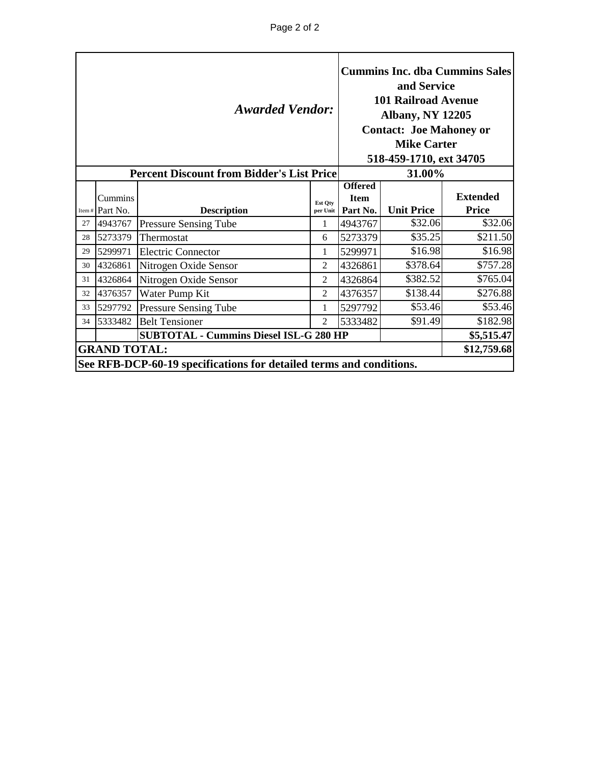| | | | | | | |
|---|---|---|---|---|---|---|
| ***Awarded Vendor:*** | | | | **Cummins Inc. dba Cummins Sales and Service<br>101 Railroad Avenue<br>Albany, NY 12205<br>Contact: Joe Mahoney or Mike Carter<br>518-459-1710, ext 34705** | | |
| **Percent Discount from Bidder's List Price** | | | | **31.00%** | | |
| Item # | Cummins Part No. | **Description** | **Est Qty per Unit** | **Offered Item Part No.** | **Unit Price** | **Extended Price** |
| 27 | 4943767 | Pressure Sensing Tube | 1 | 4943767 | $32.06 | $32.06 |
| 28 | 5273379 | Thermostat | 6 | 5273379 | $35.25 | $211.50 |
| 29 | 5299971 | Electric Connector | 1 | 5299971 | $16.98 | $16.98 |
| 30 | 4326861 | Nitrogen Oxide Sensor | 2 | 4326861 | $378.64 | $757.28 |
| 31 | 4326864 | Nitrogen Oxide Sensor | 2 | 4326864 | $382.52 | $765.04 |
| 32 | 4376357 | Water Pump Kit | 2 | 4376357 | $138.44 | $276.88 |
| 33 | 5297792 | Pressure Sensing Tube | 1 | 5297792 | $53.46 | $53.46 |
| 34 | 5333482 | Belt Tensioner | 2 | 5333482 | $91.49 | $182.98 |
| | | **SUBTOTAL - Cummins Diesel ISL-G 280 HP** | | | | **$5,515.47** |
| **GRAND TOTAL:** | | | | | | **$12,759.68** |
| **See RFB-DCP-60-19 specifications for detailed terms and conditions.** | | | | | | |